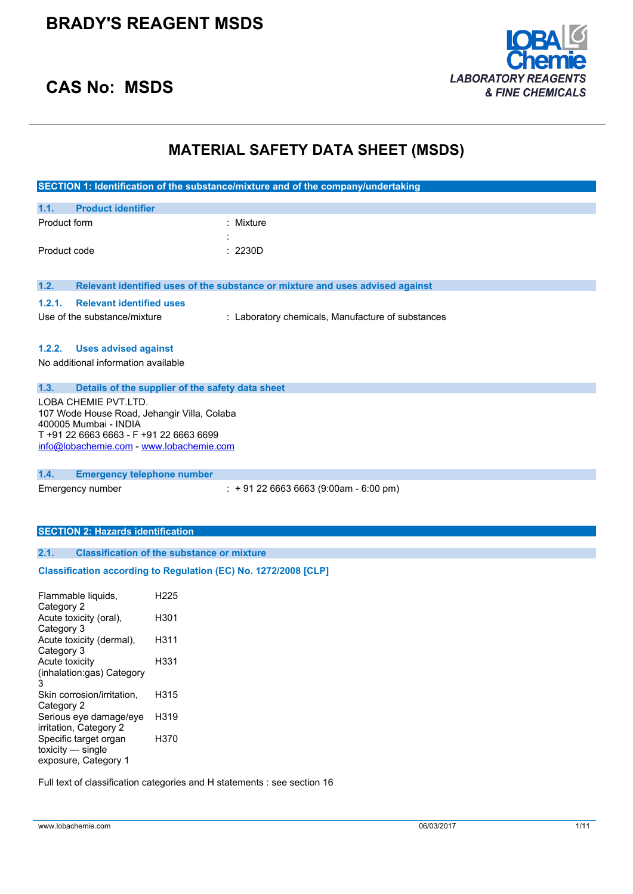# BRADY'S REAGENT MSDS

## CAS No: MSDS

LOBA Chemie
*LABORATORY REAGENTS & FINE CHEMICALS*

# MATERIAL SAFETY DATA SHEET (MSDS)

## SECTION 1: Identification of the substance/mixture and of the company/undertaking

### 1.1. Product identifier

Product form : Mixture

:

Product code : 2230D

### 1.2. Relevant identified uses of the substance or mixture and uses advised against

#### 1.2.1. Relevant identified uses

Use of the substance/mixture : Laboratory chemicals, Manufacture of substances

#### 1.2.2. Uses advised against

No additional information available

### 1.3. Details of the supplier of the safety data sheet

LOBA CHEMIE PVT.LTD.
107 Wode House Road, Jehangir Villa, Colaba
400005 Mumbai - INDIA
T +91 22 6663 6663 - F +91 22 6663 6699
info@lobachemie.com - www.lobachemie.com

### 1.4. Emergency telephone number

Emergency number : + 91 22 6663 6663 (9:00am - 6:00 pm)

## SECTION 2: Hazards identification

### 2.1. Classification of the substance or mixture

**Classification according to Regulation (EC) No. 1272/2008 [CLP]**

| | |
|---|---|
| Flammable liquids, Category 2 | H225 |
| Acute toxicity (oral), Category 3 | H301 |
| Acute toxicity (dermal), Category 3 | H311 |
| Acute toxicity (inhalation:gas) Category 3 | H331 |
| Skin corrosion/irritation, Category 2 | H315 |
| Serious eye damage/eye irritation, Category 2 | H319 |
| Specific target organ toxicity — single exposure, Category 1 | H370 |

Full text of classification categories and H statements : see section 16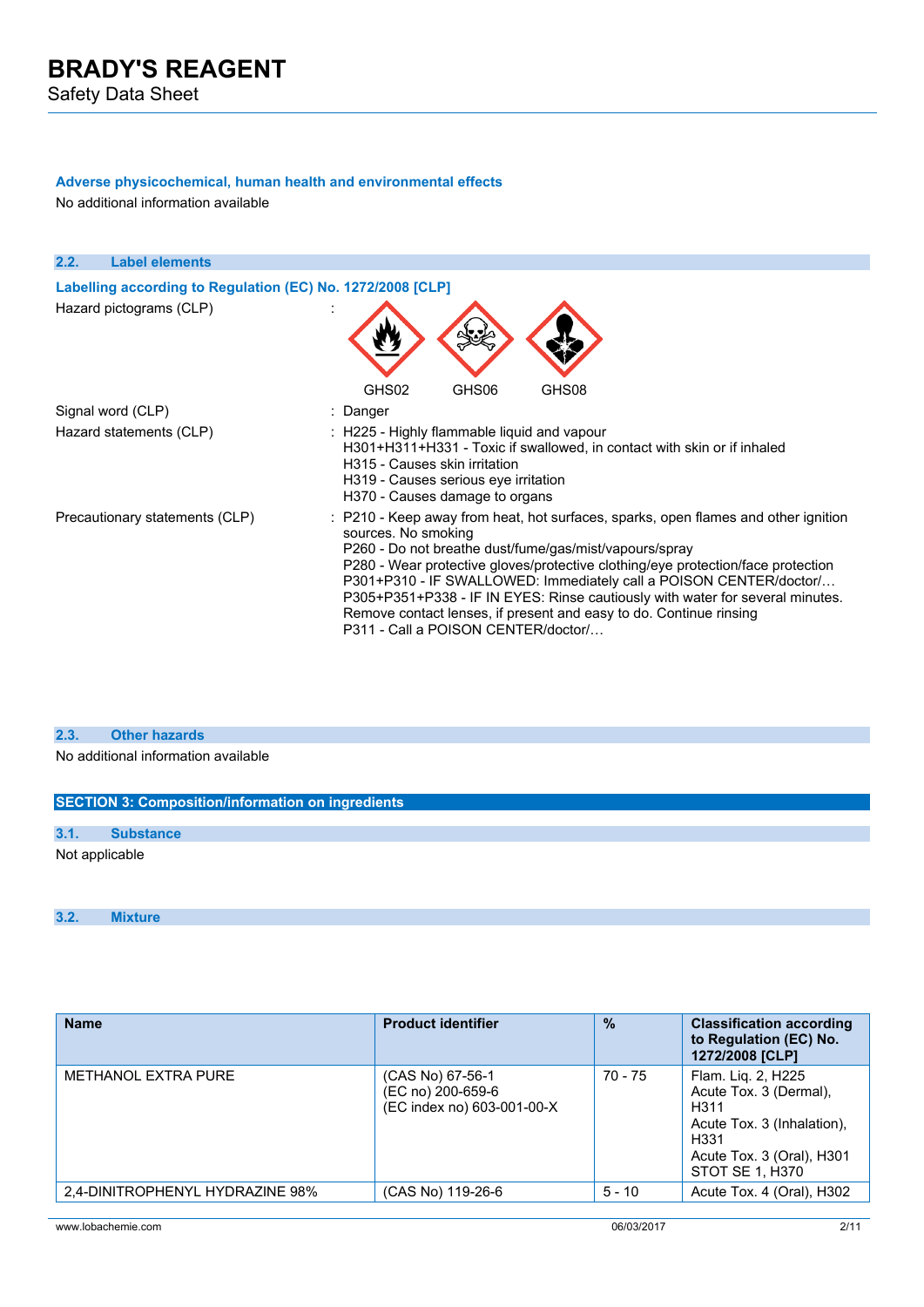#### Adverse physicochemical, human health and environmental effects

No additional information available

### 2.2. Label elements

#### Labelling according to Regulation (EC) No. 1272/2008 [CLP]

Hazard pictograms (CLP) :

GHS02 GHS06 GHS08

Signal word (CLP) : Danger

Hazard statements (CLP) : H225 - Highly flammable liquid and vapour
H301+H311+H331 - Toxic if swallowed, in contact with skin or if inhaled
H315 - Causes skin irritation
H319 - Causes serious eye irritation
H370 - Causes damage to organs

Precautionary statements (CLP) : P210 - Keep away from heat, hot surfaces, sparks, open flames and other ignition sources. No smoking
P260 - Do not breathe dust/fume/gas/mist/vapours/spray
P280 - Wear protective gloves/protective clothing/eye protection/face protection
P301+P310 - IF SWALLOWED: Immediately call a POISON CENTER/doctor/…
P305+P351+P338 - IF IN EYES: Rinse cautiously with water for several minutes. Remove contact lenses, if present and easy to do. Continue rinsing
P311 - Call a POISON CENTER/doctor/…

### 2.3. Other hazards

No additional information available

## SECTION 3: Composition/information on ingredients

### 3.1. Substance

Not applicable

### 3.2. Mixture

| Name | Product identifier | % | Classification according to Regulation (EC) No. 1272/2008 [CLP] |
|---|---|---|---|
| METHANOL EXTRA PURE | (CAS No) 67-56-1<br>(EC no) 200-659-6<br>(EC index no) 603-001-00-X | 70 - 75 | Flam. Liq. 2, H225<br>Acute Tox. 3 (Dermal), H311<br>Acute Tox. 3 (Inhalation), H331<br>Acute Tox. 3 (Oral), H301<br>STOT SE 1, H370 |
| 2,4-DINITROPHENYL HYDRAZINE 98% | (CAS No) 119-26-6 | 5 - 10 | Acute Tox. 4 (Oral), H302 |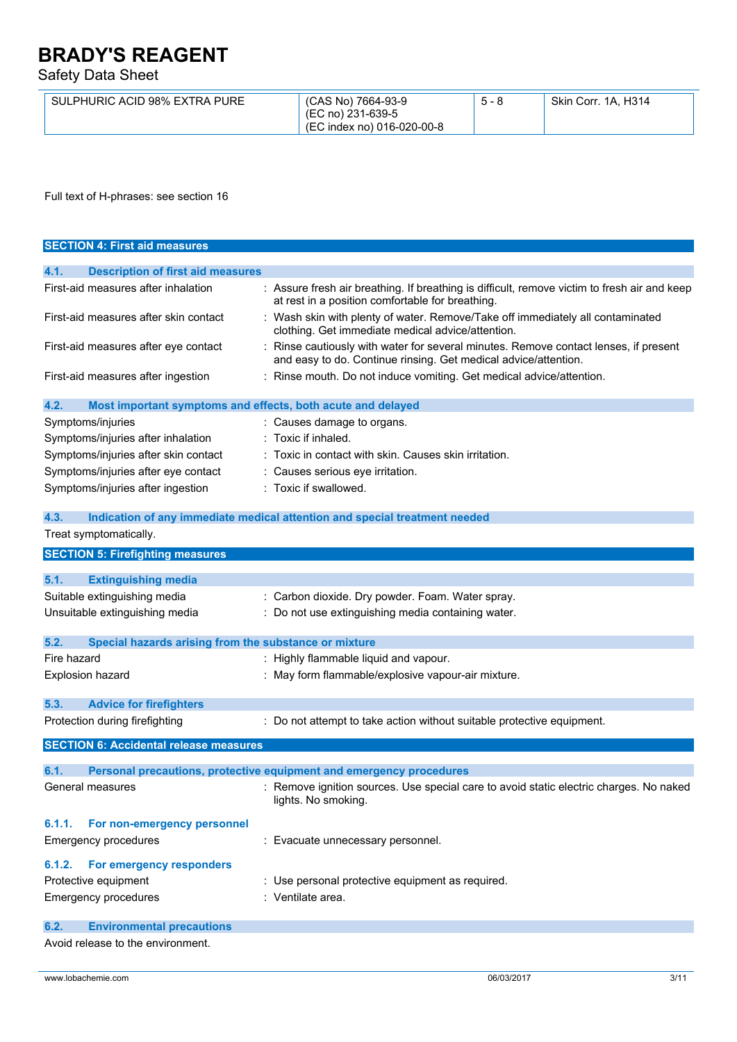| SULPHURIC ACID 98% EXTRA PURE | (CAS No) 7664-93-9<br>(EC no) 231-639-5<br>(EC index no) 016-020-00-8 | 5 - 8 | Skin Corr. 1A, H314 |
|---|---|---|---|

Full text of H-phrases: see section 16

## SECTION 4: First aid measures

### 4.1. Description of first aid measures

| | |
|---|---|
| First-aid measures after inhalation | : Assure fresh air breathing. If breathing is difficult, remove victim to fresh air and keep at rest in a position comfortable for breathing. |
| First-aid measures after skin contact | : Wash skin with plenty of water. Remove/Take off immediately all contaminated clothing. Get immediate medical advice/attention. |
| First-aid measures after eye contact | : Rinse cautiously with water for several minutes. Remove contact lenses, if present and easy to do. Continue rinsing. Get medical advice/attention. |
| First-aid measures after ingestion | : Rinse mouth. Do not induce vomiting. Get medical advice/attention. |

### 4.2. Most important symptoms and effects, both acute and delayed

| | |
|---|---|
| Symptoms/injuries | : Causes damage to organs. |
| Symptoms/injuries after inhalation | : Toxic if inhaled. |
| Symptoms/injuries after skin contact | : Toxic in contact with skin. Causes skin irritation. |
| Symptoms/injuries after eye contact | : Causes serious eye irritation. |
| Symptoms/injuries after ingestion | : Toxic if swallowed. |

### 4.3. Indication of any immediate medical attention and special treatment needed

Treat symptomatically.

## SECTION 5: Firefighting measures

### 5.1. Extinguishing media

| | |
|---|---|
| Suitable extinguishing media | : Carbon dioxide. Dry powder. Foam. Water spray. |
| Unsuitable extinguishing media | : Do not use extinguishing media containing water. |

### 5.2. Special hazards arising from the substance or mixture

| | |
|---|---|
| Fire hazard | : Highly flammable liquid and vapour. |
| Explosion hazard | : May form flammable/explosive vapour-air mixture. |

### 5.3. Advice for firefighters

| | |
|---|---|
| Protection during firefighting | : Do not attempt to take action without suitable protective equipment. |

## SECTION 6: Accidental release measures

### 6.1. Personal precautions, protective equipment and emergency procedures

| | |
|---|---|
| General measures | : Remove ignition sources. Use special care to avoid static electric charges. No naked lights. No smoking. |

#### 6.1.1. For non-emergency personnel

| | |
|---|---|
| Emergency procedures | : Evacuate unnecessary personnel. |

#### 6.1.2. For emergency responders

| | |
|---|---|
| Protective equipment | : Use personal protective equipment as required. |
| Emergency procedures | : Ventilate area. |

### 6.2. Environmental precautions

Avoid release to the environment.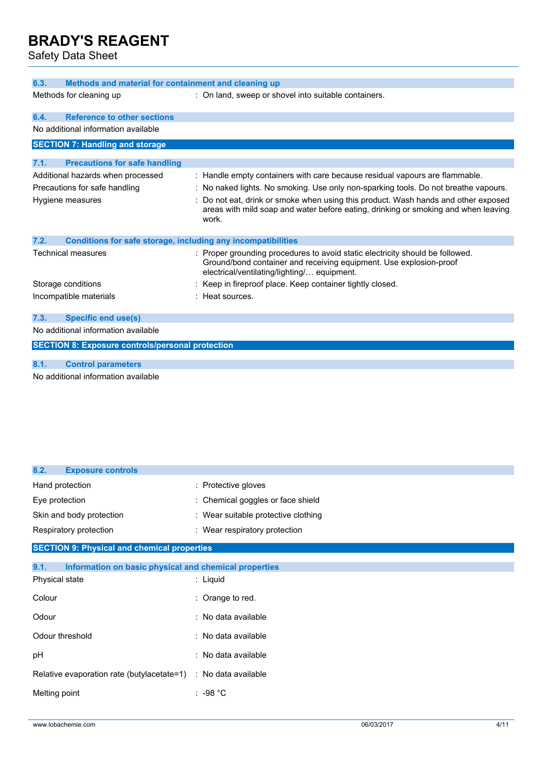### 6.3. Methods and material for containment and cleaning up

| | |
|---|---|
| Methods for cleaning up | : On land, sweep or shovel into suitable containers. |

### 6.4. Reference to other sections

No additional information available

## SECTION 7: Handling and storage

### 7.1. Precautions for safe handling

| | |
|---|---|
| Additional hazards when processed | : Handle empty containers with care because residual vapours are flammable. |
| Precautions for safe handling | : No naked lights. No smoking. Use only non-sparking tools. Do not breathe vapours. |
| Hygiene measures | : Do not eat, drink or smoke when using this product. Wash hands and other exposed areas with mild soap and water before eating, drinking or smoking and when leaving work. |

### 7.2. Conditions for safe storage, including any incompatibilities

| | |
|---|---|
| Technical measures | : Proper grounding procedures to avoid static electricity should be followed. Ground/bond container and receiving equipment. Use explosion-proof electrical/ventilating/lighting/… equipment. |
| Storage conditions | : Keep in fireproof place. Keep container tightly closed. |
| Incompatible materials | : Heat sources. |

### 7.3. Specific end use(s)

No additional information available

## SECTION 8: Exposure controls/personal protection

### 8.1. Control parameters

No additional information available

### 8.2. Exposure controls

| | |
|---|---|
| Hand protection | : Protective gloves |
| Eye protection | : Chemical goggles or face shield |
| Skin and body protection | : Wear suitable protective clothing |
| Respiratory protection | : Wear respiratory protection |

## SECTION 9: Physical and chemical properties

### 9.1. Information on basic physical and chemical properties

| | |
|---|---|
| Physical state | : Liquid |
| Colour | : Orange to red. |
| Odour | : No data available |
| Odour threshold | : No data available |
| pH | : No data available |
| Relative evaporation rate (butylacetate=1) | : No data available |
| Melting point | : -98 °C |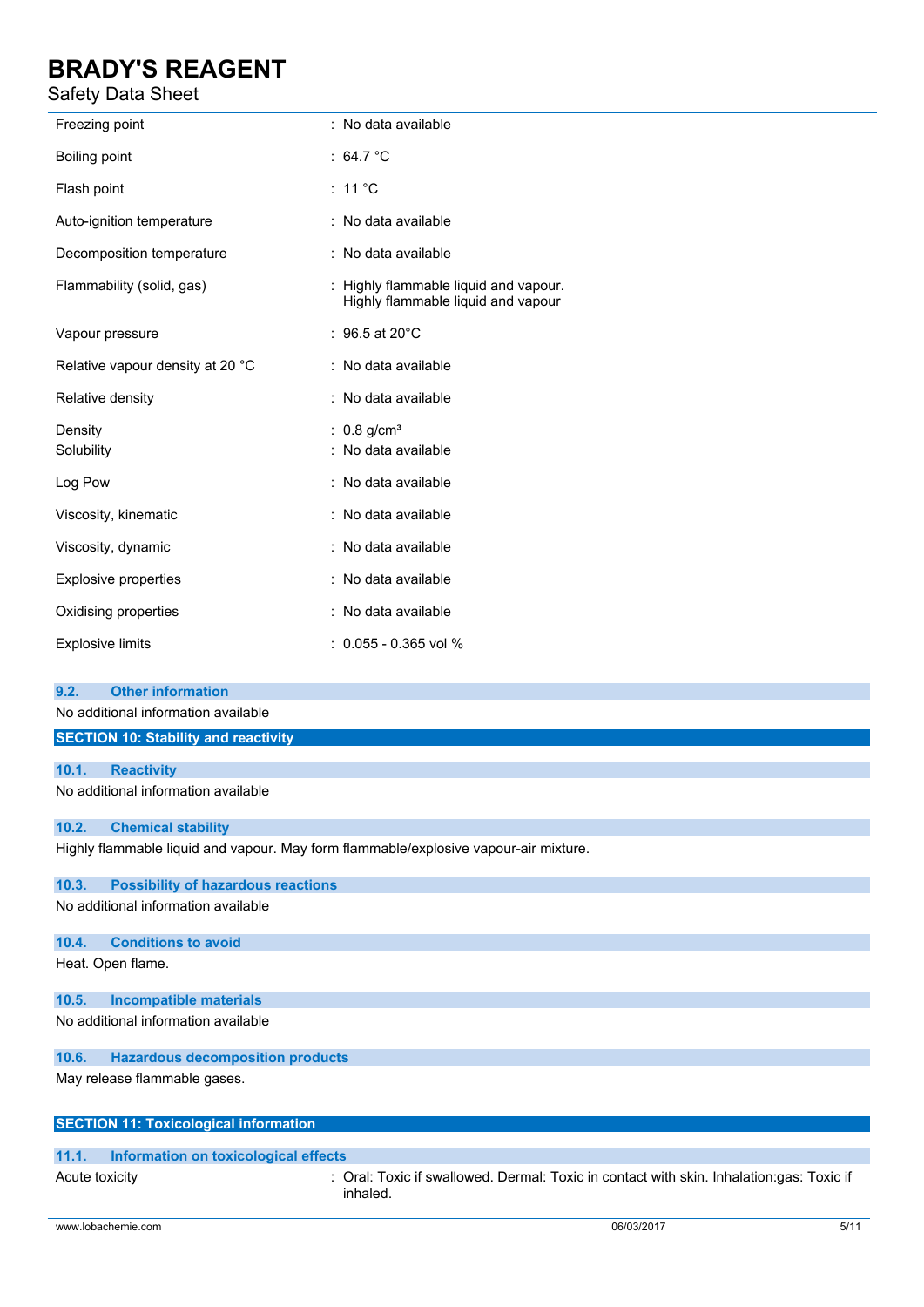| | |
|---|---|
| Freezing point | : No data available |
| Boiling point | : 64.7 °C |
| Flash point | : 11 °C |
| Auto-ignition temperature | : No data available |
| Decomposition temperature | : No data available |
| Flammability (solid, gas) | : Highly flammable liquid and vapour. Highly flammable liquid and vapour |
| Vapour pressure | : 96.5 at 20°C |
| Relative vapour density at 20 °C | : No data available |
| Relative density | : No data available |
| Density | : 0.8 g/cm³ |
| Solubility | : No data available |
| Log Pow | : No data available |
| Viscosity, kinematic | : No data available |
| Viscosity, dynamic | : No data available |
| Explosive properties | : No data available |
| Oxidising properties | : No data available |
| Explosive limits | : 0.055 - 0.365 vol % |

### 9.2. Other information

No additional information available

## SECTION 10: Stability and reactivity

### 10.1. Reactivity

No additional information available

### 10.2. Chemical stability

Highly flammable liquid and vapour. May form flammable/explosive vapour-air mixture.

### 10.3. Possibility of hazardous reactions

No additional information available

### 10.4. Conditions to avoid

Heat. Open flame.

### 10.5. Incompatible materials

No additional information available

### 10.6. Hazardous decomposition products

May release flammable gases.

## SECTION 11: Toxicological information

### 11.1. Information on toxicological effects

| | |
|---|---|
| Acute toxicity | : Oral: Toxic if swallowed. Dermal: Toxic in contact with skin. Inhalation:gas: Toxic if inhaled. |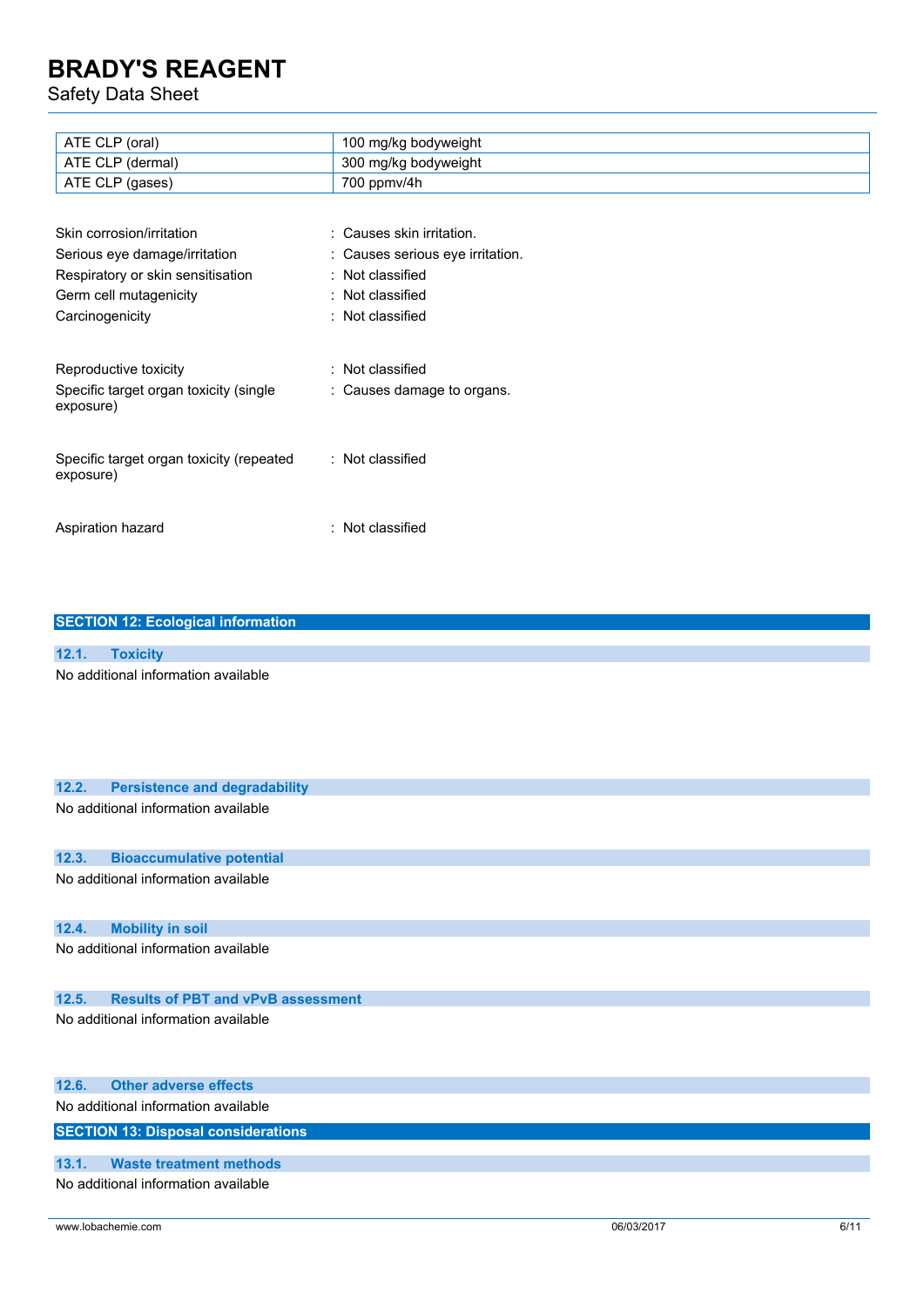| ATE CLP (oral) | 100 mg/kg bodyweight |
| --- | --- |
| ATE CLP (dermal) | 300 mg/kg bodyweight |
| ATE CLP (gases) | 700 ppmv/4h |

Skin corrosion/irritation : Causes skin irritation.

Serious eye damage/irritation : Causes serious eye irritation.

Respiratory or skin sensitisation : Not classified

Germ cell mutagenicity : Not classified

Carcinogenicity : Not classified

Reproductive toxicity : Not classified

Specific target organ toxicity (single exposure) : Causes damage to organs.

Specific target organ toxicity (repeated exposure) : Not classified

Aspiration hazard : Not classified

## SECTION 12: Ecological information

### 12.1. Toxicity

No additional information available

### 12.2. Persistence and degradability

No additional information available

### 12.3. Bioaccumulative potential

No additional information available

### 12.4. Mobility in soil

No additional information available

### 12.5. Results of PBT and vPvB assessment

No additional information available

### 12.6. Other adverse effects

No additional information available

## SECTION 13: Disposal considerations

### 13.1. Waste treatment methods

No additional information available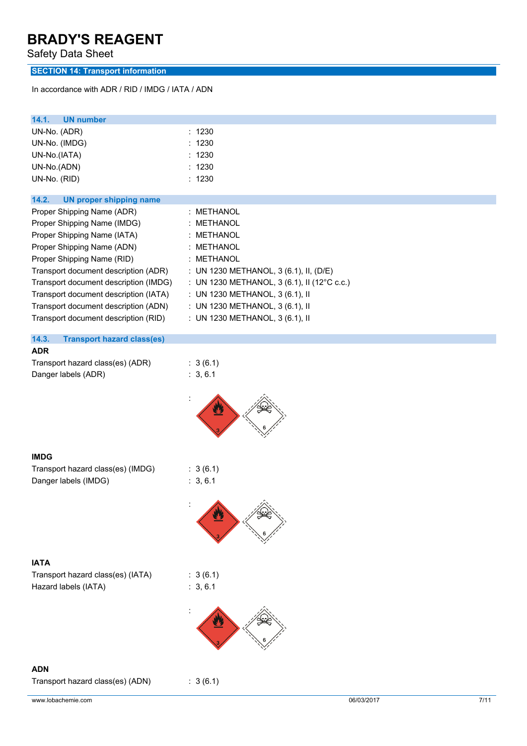# BRADY'S REAGENT

Safety Data Sheet

## SECTION 14: Transport information

In accordance with ADR / RID / IMDG / IATA / ADN

### 14.1. UN number

| | |
|---|---|
| UN-No. (ADR) | : 1230 |
| UN-No. (IMDG) | : 1230 |
| UN-No.(IATA) | : 1230 |
| UN-No.(ADN) | : 1230 |
| UN-No. (RID) | : 1230 |

### 14.2. UN proper shipping name

| | |
|---|---|
| Proper Shipping Name (ADR) | : METHANOL |
| Proper Shipping Name (IMDG) | : METHANOL |
| Proper Shipping Name (IATA) | : METHANOL |
| Proper Shipping Name (ADN) | : METHANOL |
| Proper Shipping Name (RID) | : METHANOL |
| Transport document description (ADR) | : UN 1230 METHANOL, 3 (6.1), II, (D/E) |
| Transport document description (IMDG) | : UN 1230 METHANOL, 3 (6.1), II (12°C c.c.) |
| Transport document description (IATA) | : UN 1230 METHANOL, 3 (6.1), II |
| Transport document description (ADN) | : UN 1230 METHANOL, 3 (6.1), II |
| Transport document description (RID) | : UN 1230 METHANOL, 3 (6.1), II |

### 14.3. Transport hazard class(es)

**ADR**

| | |
|---|---|
| Transport hazard class(es) (ADR) | : 3 (6.1) |
| Danger labels (ADR) | : 3, 6.1 |

:

**IMDG**

| | |
|---|---|
| Transport hazard class(es) (IMDG) | : 3 (6.1) |
| Danger labels (IMDG) | : 3, 6.1 |

:

**IATA**

| | |
|---|---|
| Transport hazard class(es) (IATA) | : 3 (6.1) |
| Hazard labels (IATA) | : 3, 6.1 |

:

**ADN**

| | |
|---|---|
| Transport hazard class(es) (ADN) | : 3 (6.1) |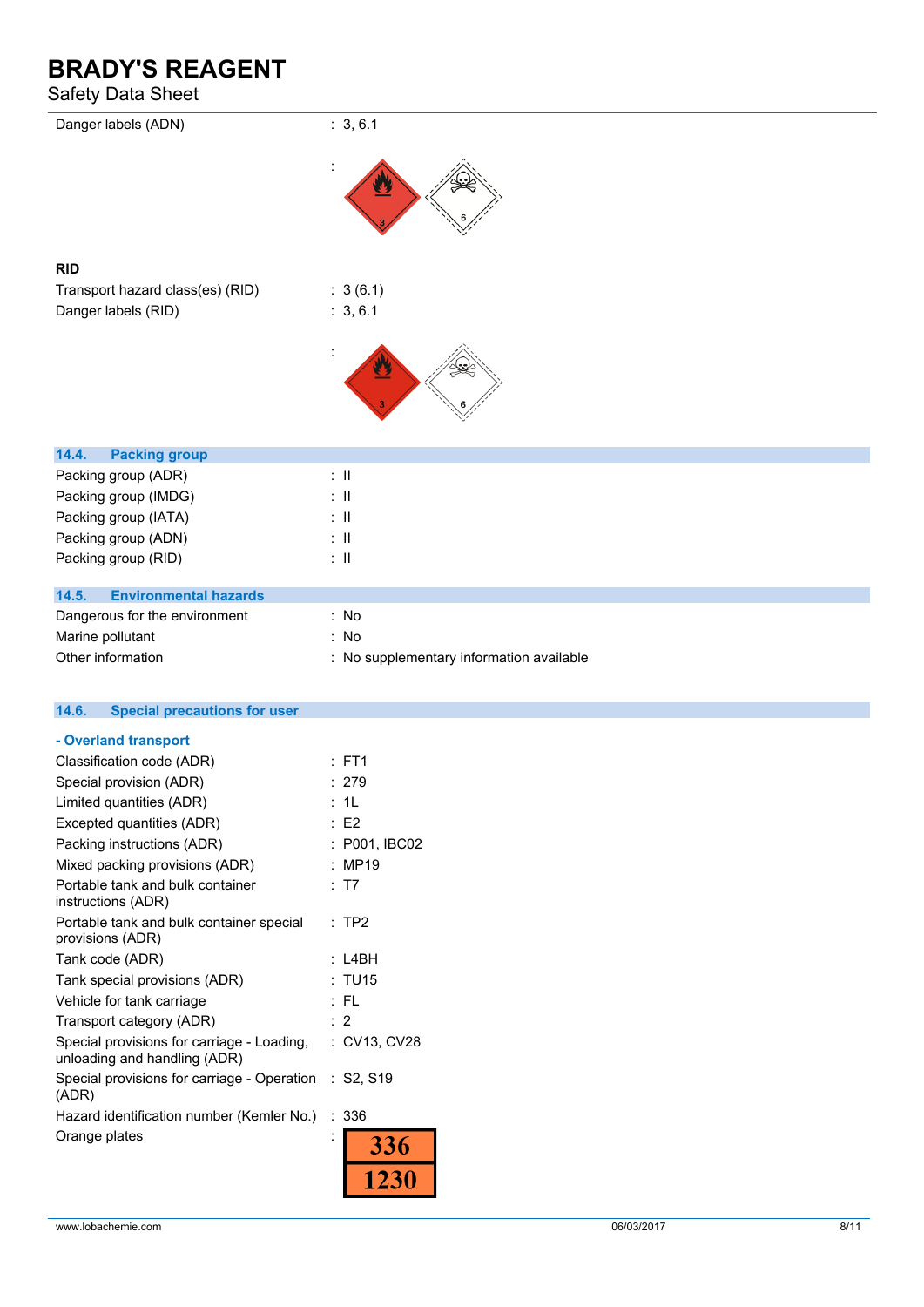| | |
|---|---|
| Danger labels (ADN) | : 3, 6.1 |
| | : |

**RID**

| | |
|---|---|
| Transport hazard class(es) (RID) | : 3 (6.1) |
| Danger labels (RID) | : 3, 6.1 |
| | : |

## 14.4. Packing group

| | |
|---|---|
| Packing group (ADR) | : II |
| Packing group (IMDG) | : II |
| Packing group (IATA) | : II |
| Packing group (ADN) | : II |
| Packing group (RID) | : II |

## 14.5. Environmental hazards

| | |
|---|---|
| Dangerous for the environment | : No |
| Marine pollutant | : No |
| Other information | : No supplementary information available |

## 14.6. Special precautions for user

### - Overland transport

| | |
|---|---|
| Classification code (ADR) | : FT1 |
| Special provision (ADR) | : 279 |
| Limited quantities (ADR) | : 1L |
| Excepted quantities (ADR) | : E2 |
| Packing instructions (ADR) | : P001, IBC02 |
| Mixed packing provisions (ADR) | : MP19 |
| Portable tank and bulk container instructions (ADR) | : T7 |
| Portable tank and bulk container special provisions (ADR) | : TP2 |
| Tank code (ADR) | : L4BH |
| Tank special provisions (ADR) | : TU15 |
| Vehicle for tank carriage | : FL |
| Transport category (ADR) | : 2 |
| Special provisions for carriage - Loading, unloading and handling (ADR) | : CV13, CV28 |
| Special provisions for carriage - Operation (ADR) | : S2, S19 |
| Hazard identification number (Kemler No.) | : 336 |
| Orange plates | : 336 / 1230 |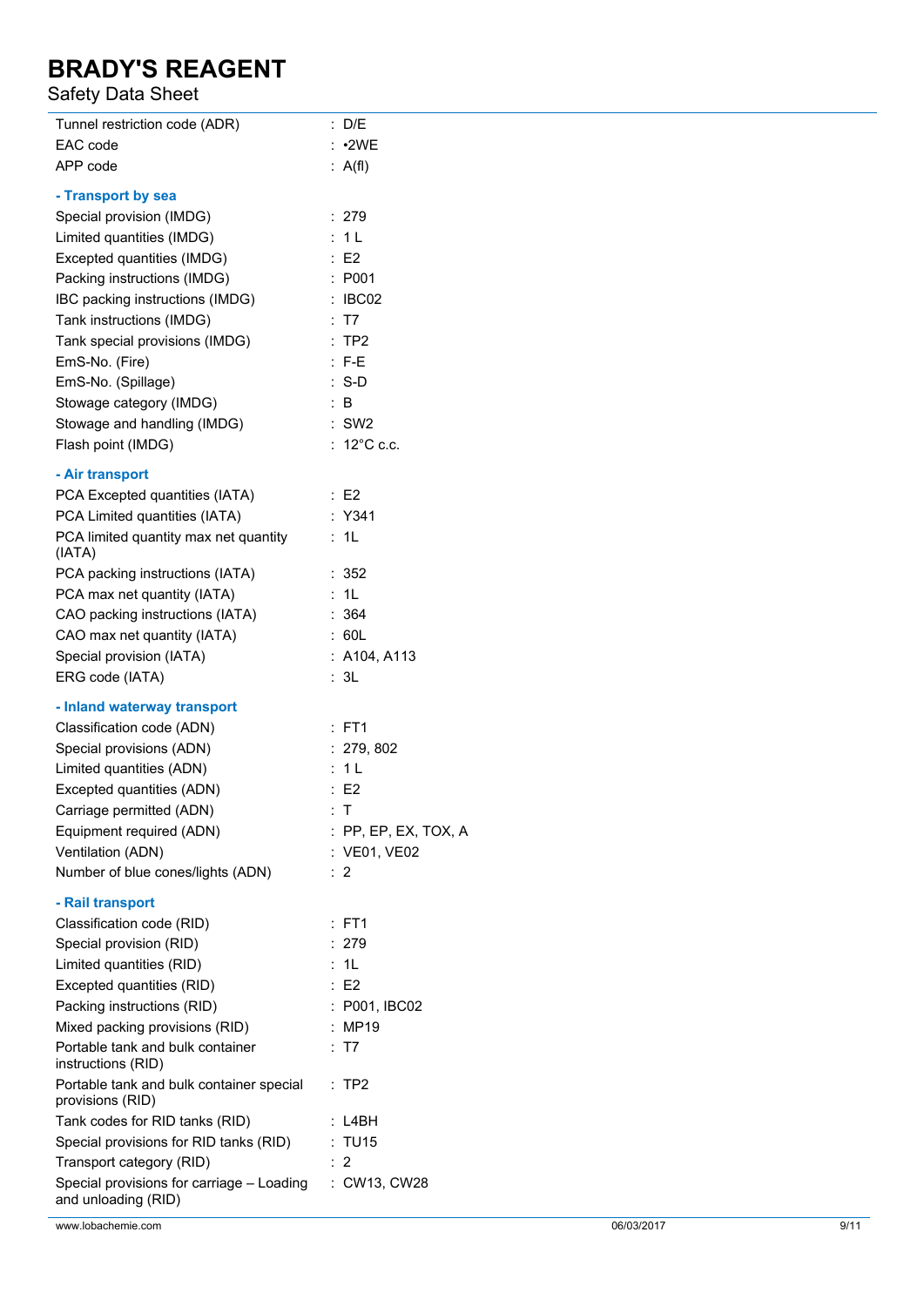| | |
|---|---|
| Tunnel restriction code (ADR) | : D/E |
| EAC code | : •2WE |
| APP code | : A(fl) |

**- Transport by sea**

| | |
|---|---|
| Special provision (IMDG) | : 279 |
| Limited quantities (IMDG) | : 1 L |
| Excepted quantities (IMDG) | : E2 |
| Packing instructions (IMDG) | : P001 |
| IBC packing instructions (IMDG) | : IBC02 |
| Tank instructions (IMDG) | : T7 |
| Tank special provisions (IMDG) | : TP2 |
| EmS-No. (Fire) | : F-E |
| EmS-No. (Spillage) | : S-D |
| Stowage category (IMDG) | : B |
| Stowage and handling (IMDG) | : SW2 |
| Flash point (IMDG) | : 12°C c.c. |

**- Air transport**

| | |
|---|---|
| PCA Excepted quantities (IATA) | : E2 |
| PCA Limited quantities (IATA) | : Y341 |
| PCA limited quantity max net quantity (IATA) | : 1L |
| PCA packing instructions (IATA) | : 352 |
| PCA max net quantity (IATA) | : 1L |
| CAO packing instructions (IATA) | : 364 |
| CAO max net quantity (IATA) | : 60L |
| Special provision (IATA) | : A104, A113 |
| ERG code (IATA) | : 3L |

**- Inland waterway transport**

| | |
|---|---|
| Classification code (ADN) | : FT1 |
| Special provisions (ADN) | : 279, 802 |
| Limited quantities (ADN) | : 1 L |
| Excepted quantities (ADN) | : E2 |
| Carriage permitted (ADN) | : T |
| Equipment required (ADN) | : PP, EP, EX, TOX, A |
| Ventilation (ADN) | : VE01, VE02 |
| Number of blue cones/lights (ADN) | : 2 |

**- Rail transport**

| | |
|---|---|
| Classification code (RID) | : FT1 |
| Special provision (RID) | : 279 |
| Limited quantities (RID) | : 1L |
| Excepted quantities (RID) | : E2 |
| Packing instructions (RID) | : P001, IBC02 |
| Mixed packing provisions (RID) | : MP19 |
| Portable tank and bulk container instructions (RID) | : T7 |
| Portable tank and bulk container special provisions (RID) | : TP2 |
| Tank codes for RID tanks (RID) | : L4BH |
| Special provisions for RID tanks (RID) | : TU15 |
| Transport category (RID) | : 2 |
| Special provisions for carriage – Loading and unloading (RID) | : CW13, CW28 |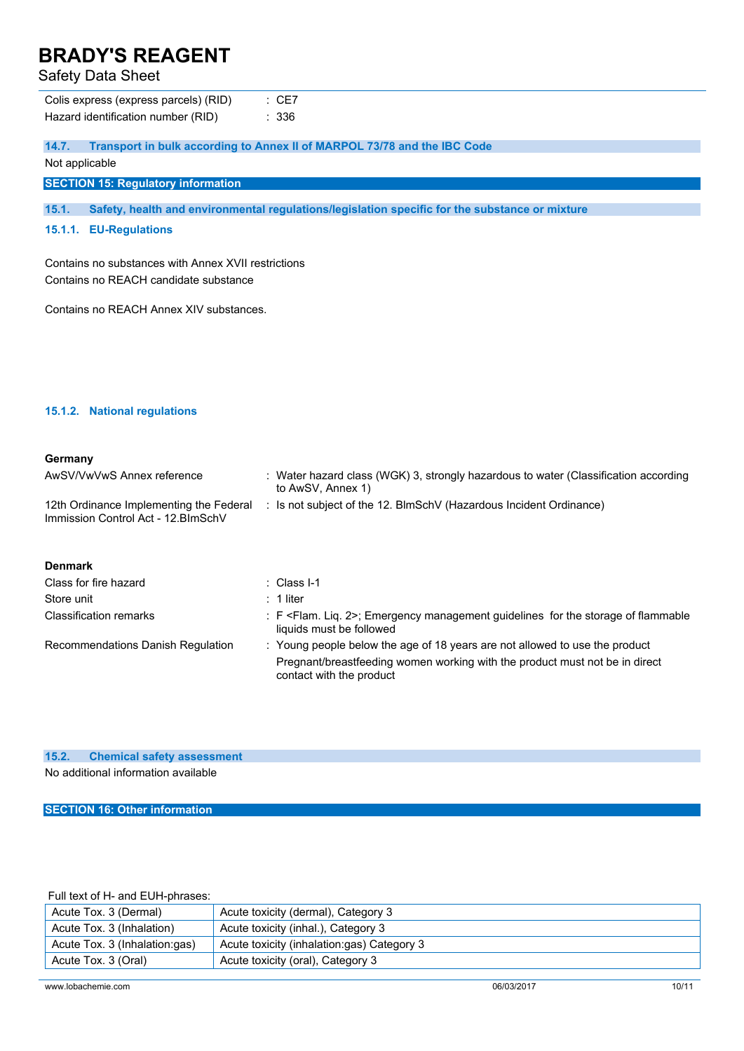| | |
|---|---|
| Colis express (express parcels) (RID) | : CE7 |
| Hazard identification number (RID) | : 336 |

### 14.7. Transport in bulk according to Annex II of MARPOL 73/78 and the IBC Code

Not applicable

## SECTION 15: Regulatory information

### 15.1. Safety, health and environmental regulations/legislation specific for the substance or mixture

#### 15.1.1. EU-Regulations

Contains no substances with Annex XVII restrictions
Contains no REACH candidate substance

Contains no REACH Annex XIV substances.

#### 15.1.2. National regulations

**Germany**

| | |
|---|---|
| AwSV/VwVwS Annex reference | : Water hazard class (WGK) 3, strongly hazardous to water (Classification according to AwSV, Annex 1) |
| 12th Ordinance Implementing the Federal Immission Control Act - 12.BImSchV | : Is not subject of the 12. BlmSchV (Hazardous Incident Ordinance) |

**Denmark**

| | |
|---|---|
| Class for fire hazard | : Class I-1 |
| Store unit | : 1 liter |
| Classification remarks | : F <Flam. Liq. 2>; Emergency management guidelines for the storage of flammable liquids must be followed |
| Recommendations Danish Regulation | : Young people below the age of 18 years are not allowed to use the product<br>Pregnant/breastfeeding women working with the product must not be in direct contact with the product |

### 15.2. Chemical safety assessment

No additional information available

## SECTION 16: Other information

Full text of H- and EUH-phrases:

| | |
|---|---|
| Acute Tox. 3 (Dermal) | Acute toxicity (dermal), Category 3 |
| Acute Tox. 3 (Inhalation) | Acute toxicity (inhal.), Category 3 |
| Acute Tox. 3 (Inhalation:gas) | Acute toxicity (inhalation:gas) Category 3 |
| Acute Tox. 3 (Oral) | Acute toxicity (oral), Category 3 |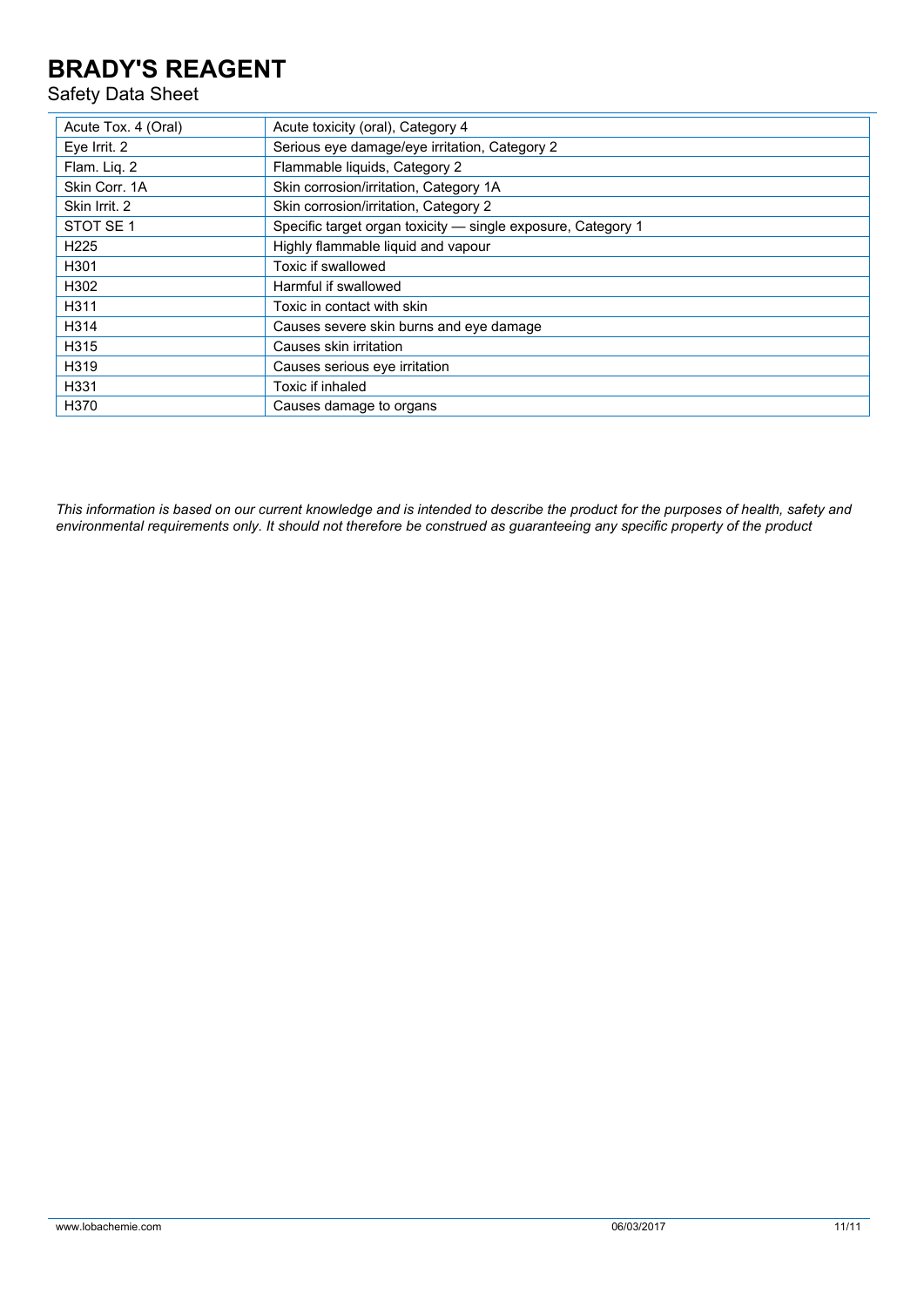| | |
|---|---|
| Acute Tox. 4 (Oral) | Acute toxicity (oral), Category 4 |
| Eye Irrit. 2 | Serious eye damage/eye irritation, Category 2 |
| Flam. Liq. 2 | Flammable liquids, Category 2 |
| Skin Corr. 1A | Skin corrosion/irritation, Category 1A |
| Skin Irrit. 2 | Skin corrosion/irritation, Category 2 |
| STOT SE 1 | Specific target organ toxicity — single exposure, Category 1 |
| H225 | Highly flammable liquid and vapour |
| H301 | Toxic if swallowed |
| H302 | Harmful if swallowed |
| H311 | Toxic in contact with skin |
| H314 | Causes severe skin burns and eye damage |
| H315 | Causes skin irritation |
| H319 | Causes serious eye irritation |
| H331 | Toxic if inhaled |
| H370 | Causes damage to organs |

*This information is based on our current knowledge and is intended to describe the product for the purposes of health, safety and environmental requirements only. It should not therefore be construed as guaranteeing any specific property of the product*